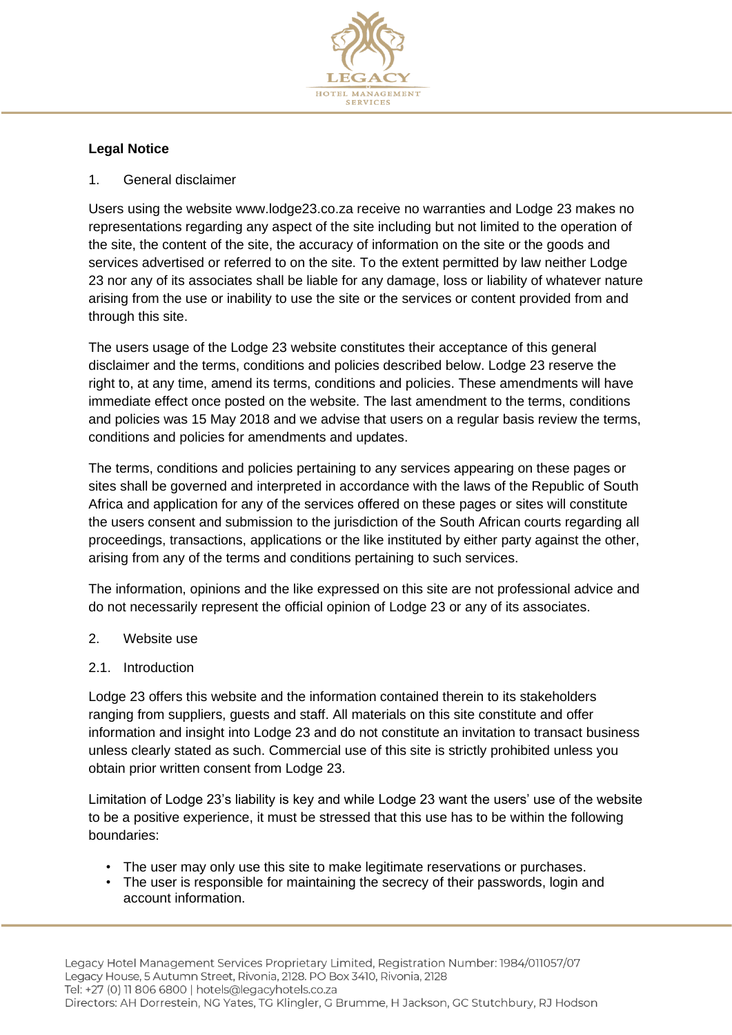**Legal Notice**

1. General disclaimer

Users using the website www.lodge23.co.za receive no warranties and Lodge 23 makes no representations regarding any aspect of the site including but not limited to the operation of the site, the content of the site, the accuracy of information on the site or the goods and services advertised or referred to on the site. To the extent permitted by law neither Lodge 23 nor any of its associates shall be liable for any damage, loss or liability of whatever nature arising from the use or inability to use the site or the services or content provided from and through this site.

The users usage of the Lodge 23 website constitutes their acceptance of this general disclaimer and the terms, conditions and policies described below. Lodge 23 reserve the right to, at any time, amend its terms, conditions and policies. These amendments will have immediate effect once posted on the website. The last amendment to the terms, conditions and policies was 15 May 2018 and we advise that users on a regular basis review the terms, conditions and policies for amendments and updates.

The terms, conditions and policies pertaining to any services appearing on these pages or sites shall be governed and interpreted in accordance with the laws of the Republic of South Africa and application for any of the services offered on these pages or sites will constitute the users consent and submission to the jurisdiction of the South African courts regarding all proceedings, transactions, applications or the like instituted by either party against the other, arising from any of the terms and conditions pertaining to such services.

The information, opinions and the like expressed on this site are not professional advice and do not necessarily represent the official opinion of Lodge 23 or any of its associates.

2. Website use

2.1. Introduction

Lodge 23 offers this website and the information contained therein to its stakeholders ranging from suppliers, guests and staff. All materials on this site constitute and offer information and insight into Lodge 23 and do not constitute an invitation to transact business unless clearly stated as such. Commercial use of this site is strictly prohibited unless you obtain prior written consent from Lodge 23.

Limitation of Lodge 23's liability is key and while Lodge 23 want the users' use of the website to be a positive experience, it must be stressed that this use has to be within the following boundaries:

- The user may only use this site to make legitimate reservations or purchases.
- The user is responsible for maintaining the secrecy of their passwords, login and account information.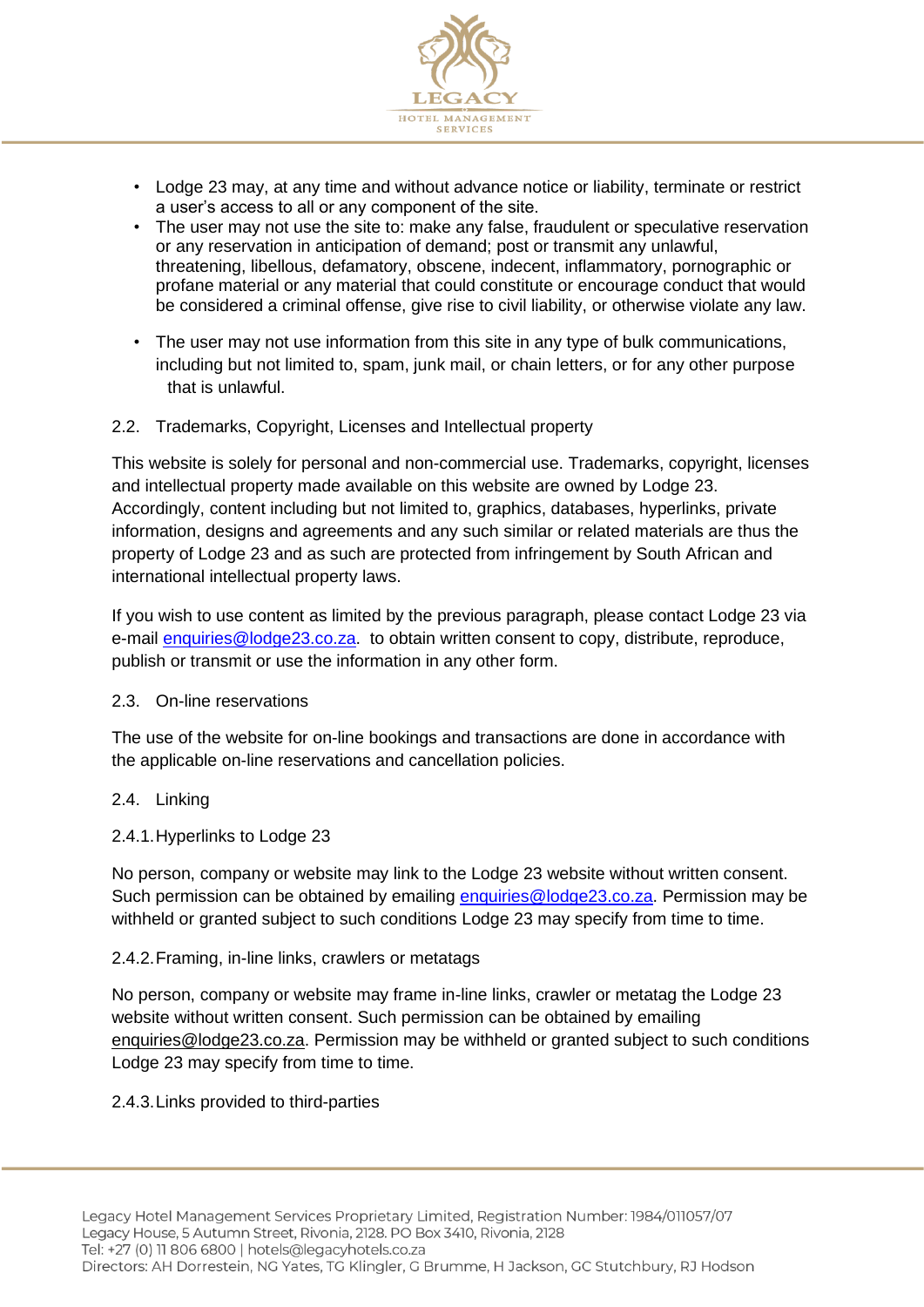- Lodge 23 may, at any time and without advance notice or liability, terminate or restrict a user's access to all or any component of the site.
- The user may not use the site to: make any false, fraudulent or speculative reservation or any reservation in anticipation of demand; post or transmit any unlawful, threatening, libellous, defamatory, obscene, indecent, inflammatory, pornographic or profane material or any material that could constitute or encourage conduct that would be considered a criminal offense, give rise to civil liability, or otherwise violate any law.
- The user may not use information from this site in any type of bulk communications, including but not limited to, spam, junk mail, or chain letters, or for any other purpose that is unlawful.

2.2. Trademarks, Copyright, Licenses and Intellectual property

This website is solely for personal and non-commercial use. Trademarks, copyright, licenses and intellectual property made available on this website are owned by Lodge 23. Accordingly, content including but not limited to, graphics, databases, hyperlinks, private information, designs and agreements and any such similar or related materials are thus the property of Lodge 23 and as such are protected from infringement by South African and international intellectual property laws.

If you wish to use content as limited by the previous paragraph, please contact Lodge 23 via e-mail enquiries@lodge23.co.za. to obtain written consent to copy, distribute, reproduce, publish or transmit or use the information in any other form.

2.3. On-line reservations

The use of the website for on-line bookings and transactions are done in accordance with the applicable on-line reservations and cancellation policies.

2.4. Linking

2.4.1. Hyperlinks to Lodge 23

No person, company or website may link to the Lodge 23 website without written consent. Such permission can be obtained by emailing enquiries@lodge23.co.za. Permission may be withheld or granted subject to such conditions Lodge 23 may specify from time to time.

2.4.2. Framing, in-line links, crawlers or metatags

No person, company or website may frame in-line links, crawler or metatag the Lodge 23 website without written consent. Such permission can be obtained by emailing enquiries@lodge23.co.za. Permission may be withheld or granted subject to such conditions Lodge 23 may specify from time to time.

2.4.3. Links provided to third-parties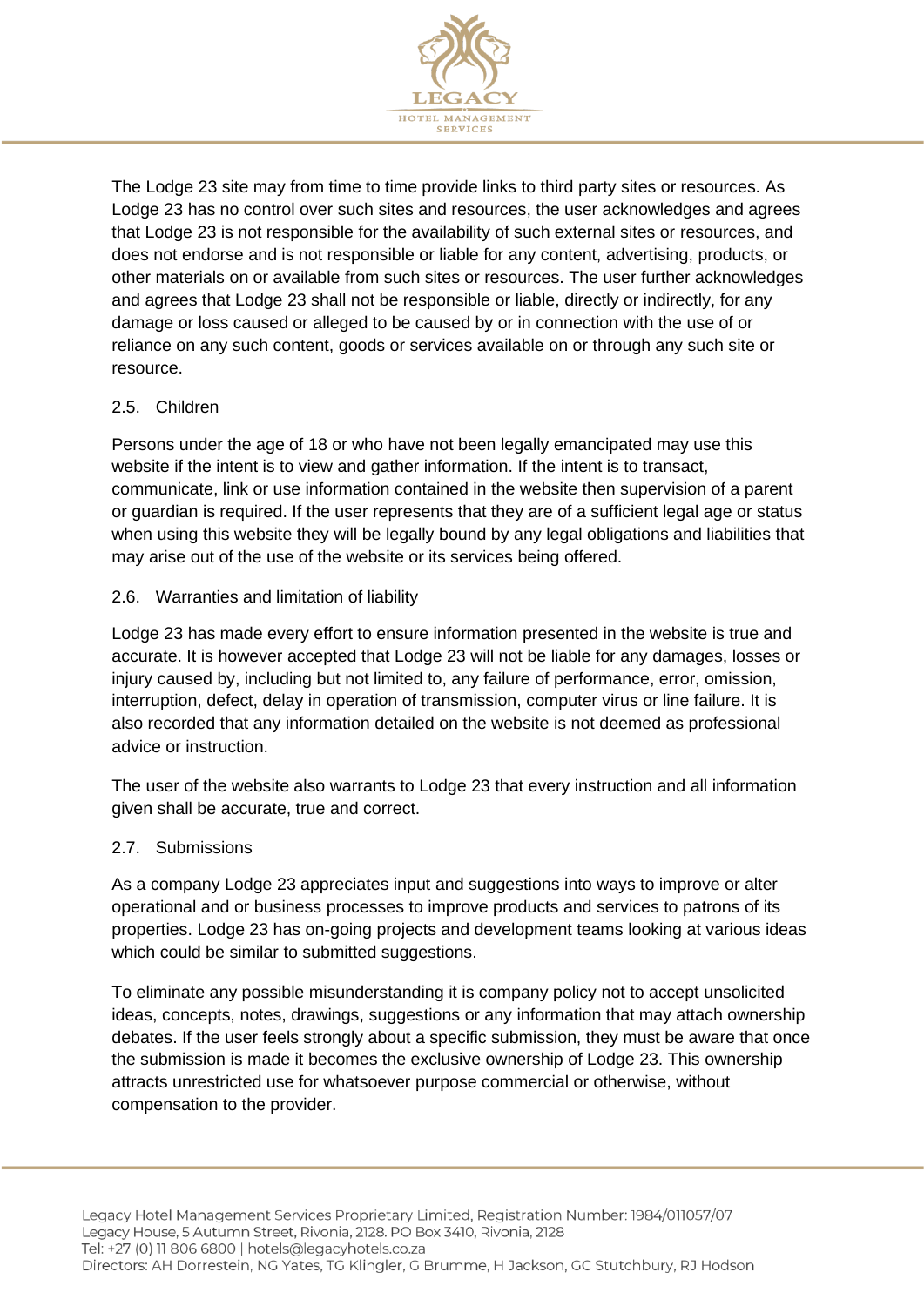The Lodge 23 site may from time to time provide links to third party sites or resources. As Lodge 23 has no control over such sites and resources, the user acknowledges and agrees that Lodge 23 is not responsible for the availability of such external sites or resources, and does not endorse and is not responsible or liable for any content, advertising, products, or other materials on or available from such sites or resources. The user further acknowledges and agrees that Lodge 23 shall not be responsible or liable, directly or indirectly, for any damage or loss caused or alleged to be caused by or in connection with the use of or reliance on any such content, goods or services available on or through any such site or resource.

### 2.5. Children

Persons under the age of 18 or who have not been legally emancipated may use this website if the intent is to view and gather information. If the intent is to transact, communicate, link or use information contained in the website then supervision of a parent or guardian is required. If the user represents that they are of a sufficient legal age or status when using this website they will be legally bound by any legal obligations and liabilities that may arise out of the use of the website or its services being offered.

### 2.6. Warranties and limitation of liability

Lodge 23 has made every effort to ensure information presented in the website is true and accurate. It is however accepted that Lodge 23 will not be liable for any damages, losses or injury caused by, including but not limited to, any failure of performance, error, omission, interruption, defect, delay in operation of transmission, computer virus or line failure. It is also recorded that any information detailed on the website is not deemed as professional advice or instruction.

The user of the website also warrants to Lodge 23 that every instruction and all information given shall be accurate, true and correct.

### 2.7. Submissions

As a company Lodge 23 appreciates input and suggestions into ways to improve or alter operational and or business processes to improve products and services to patrons of its properties. Lodge 23 has on-going projects and development teams looking at various ideas which could be similar to submitted suggestions.

To eliminate any possible misunderstanding it is company policy not to accept unsolicited ideas, concepts, notes, drawings, suggestions or any information that may attach ownership debates. If the user feels strongly about a specific submission, they must be aware that once the submission is made it becomes the exclusive ownership of Lodge 23. This ownership attracts unrestricted use for whatsoever purpose commercial or otherwise, without compensation to the provider.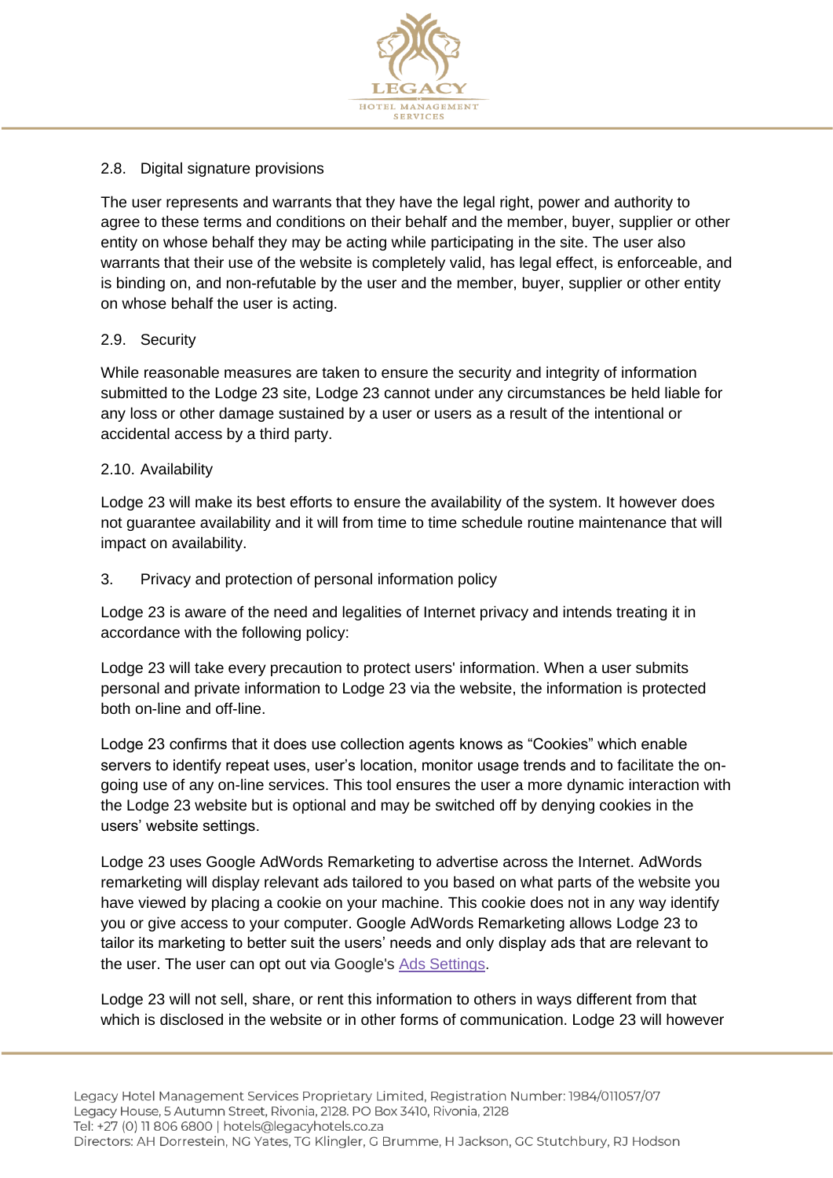### 2.8. Digital signature provisions

The user represents and warrants that they have the legal right, power and authority to agree to these terms and conditions on their behalf and the member, buyer, supplier or other entity on whose behalf they may be acting while participating in the site. The user also warrants that their use of the website is completely valid, has legal effect, is enforceable, and is binding on, and non-refutable by the user and the member, buyer, supplier or other entity on whose behalf the user is acting.

### 2.9. Security

While reasonable measures are taken to ensure the security and integrity of information submitted to the Lodge 23 site, Lodge 23 cannot under any circumstances be held liable for any loss or other damage sustained by a user or users as a result of the intentional or accidental access by a third party.

### 2.10. Availability

Lodge 23 will make its best efforts to ensure the availability of the system. It however does not guarantee availability and it will from time to time schedule routine maintenance that will impact on availability.

## 3. Privacy and protection of personal information policy

Lodge 23 is aware of the need and legalities of Internet privacy and intends treating it in accordance with the following policy:

Lodge 23 will take every precaution to protect users' information. When a user submits personal and private information to Lodge 23 via the website, the information is protected both on-line and off-line.

Lodge 23 confirms that it does use collection agents knows as "Cookies" which enable servers to identify repeat uses, user's location, monitor usage trends and to facilitate the on-going use of any on-line services. This tool ensures the user a more dynamic interaction with the Lodge 23 website but is optional and may be switched off by denying cookies in the users' website settings.

Lodge 23 uses Google AdWords Remarketing to advertise across the Internet. AdWords remarketing will display relevant ads tailored to you based on what parts of the website you have viewed by placing a cookie on your machine. This cookie does not in any way identify you or give access to your computer. Google AdWords Remarketing allows Lodge 23 to tailor its marketing to better suit the users' needs and only display ads that are relevant to the user. The user can opt out via Google's Ads Settings.

Lodge 23 will not sell, share, or rent this information to others in ways different from that which is disclosed in the website or in other forms of communication. Lodge 23 will however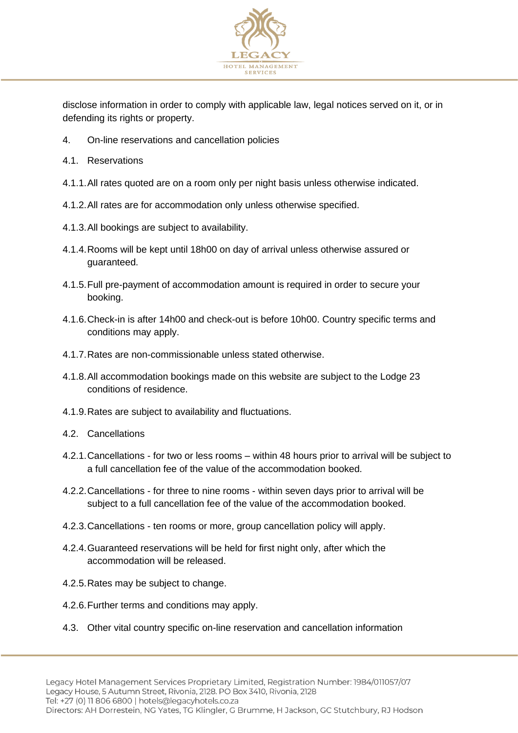disclose information in order to comply with applicable law, legal notices served on it, or in defending its rights or property.

4. On-line reservations and cancellation policies

4.1. Reservations

4.1.1. All rates quoted are on a room only per night basis unless otherwise indicated.

4.1.2. All rates are for accommodation only unless otherwise specified.

4.1.3. All bookings are subject to availability.

4.1.4. Rooms will be kept until 18h00 on day of arrival unless otherwise assured or guaranteed.

4.1.5. Full pre-payment of accommodation amount is required in order to secure your booking.

4.1.6. Check-in is after 14h00 and check-out is before 10h00. Country specific terms and conditions may apply.

4.1.7. Rates are non-commissionable unless stated otherwise.

4.1.8. All accommodation bookings made on this website are subject to the Lodge 23 conditions of residence.

4.1.9. Rates are subject to availability and fluctuations.

4.2. Cancellations

4.2.1. Cancellations - for two or less rooms – within 48 hours prior to arrival will be subject to a full cancellation fee of the value of the accommodation booked.

4.2.2. Cancellations - for three to nine rooms - within seven days prior to arrival will be subject to a full cancellation fee of the value of the accommodation booked.

4.2.3. Cancellations - ten rooms or more, group cancellation policy will apply.

4.2.4. Guaranteed reservations will be held for first night only, after which the accommodation will be released.

4.2.5. Rates may be subject to change.

4.2.6. Further terms and conditions may apply.

4.3. Other vital country specific on-line reservation and cancellation information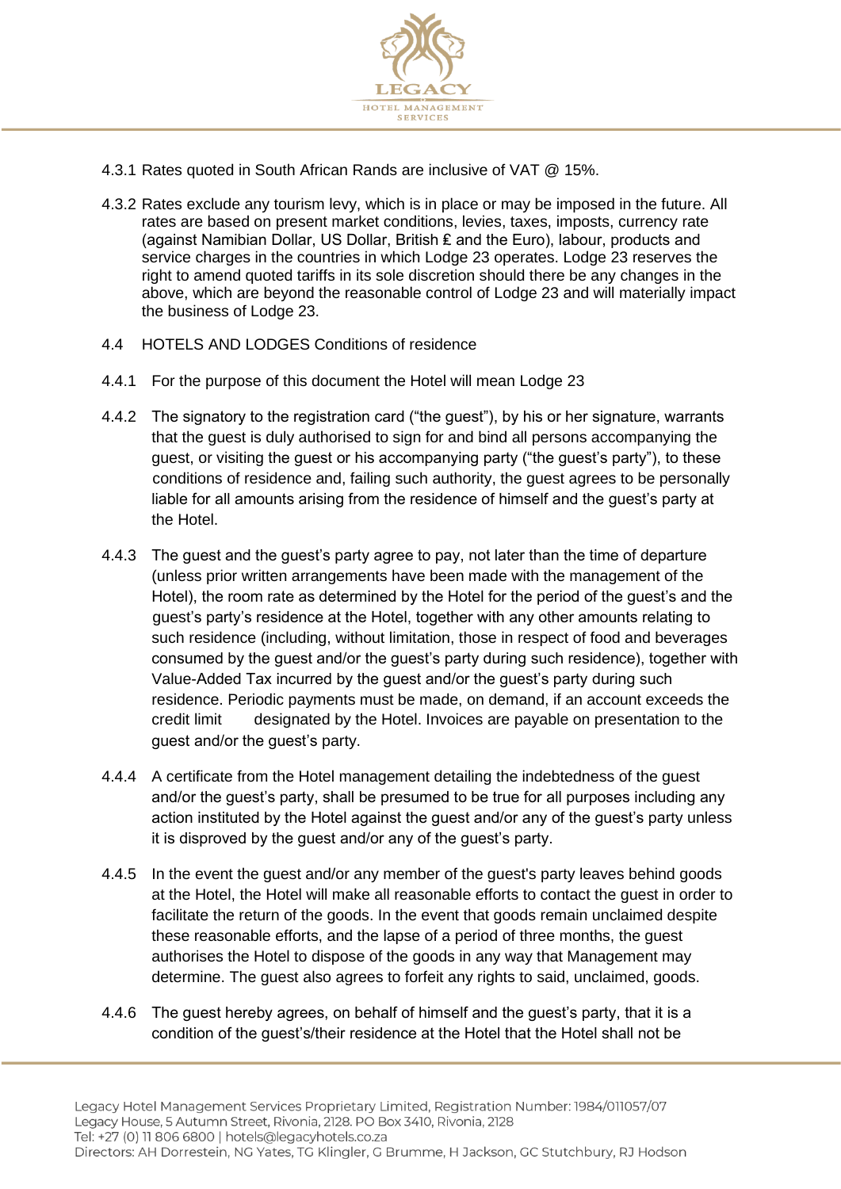4.3.1 Rates quoted in South African Rands are inclusive of VAT @ 15%.

4.3.2 Rates exclude any tourism levy, which is in place or may be imposed in the future. All rates are based on present market conditions, levies, taxes, imposts, currency rate (against Namibian Dollar, US Dollar, British £ and the Euro), labour, products and service charges in the countries in which Lodge 23 operates. Lodge 23 reserves the right to amend quoted tariffs in its sole discretion should there be any changes in the above, which are beyond the reasonable control of Lodge 23 and will materially impact the business of Lodge 23.

4.4 HOTELS AND LODGES Conditions of residence

4.4.1 For the purpose of this document the Hotel will mean Lodge 23

4.4.2 The signatory to the registration card ("the guest"), by his or her signature, warrants that the guest is duly authorised to sign for and bind all persons accompanying the guest, or visiting the guest or his accompanying party ("the guest's party"), to these conditions of residence and, failing such authority, the guest agrees to be personally liable for all amounts arising from the residence of himself and the guest's party at the Hotel.

4.4.3 The guest and the guest's party agree to pay, not later than the time of departure (unless prior written arrangements have been made with the management of the Hotel), the room rate as determined by the Hotel for the period of the guest's and the guest's party's residence at the Hotel, together with any other amounts relating to such residence (including, without limitation, those in respect of food and beverages consumed by the guest and/or the guest's party during such residence), together with Value-Added Tax incurred by the guest and/or the guest's party during such residence. Periodic payments must be made, on demand, if an account exceeds the credit limit designated by the Hotel. Invoices are payable on presentation to the guest and/or the guest's party.

4.4.4 A certificate from the Hotel management detailing the indebtedness of the guest and/or the guest's party, shall be presumed to be true for all purposes including any action instituted by the Hotel against the guest and/or any of the guest's party unless it is disproved by the guest and/or any of the guest's party.

4.4.5 In the event the guest and/or any member of the guest's party leaves behind goods at the Hotel, the Hotel will make all reasonable efforts to contact the guest in order to facilitate the return of the goods. In the event that goods remain unclaimed despite these reasonable efforts, and the lapse of a period of three months, the guest authorises the Hotel to dispose of the goods in any way that Management may determine. The guest also agrees to forfeit any rights to said, unclaimed, goods.

4.4.6 The guest hereby agrees, on behalf of himself and the guest's party, that it is a condition of the guest's/their residence at the Hotel that the Hotel shall not be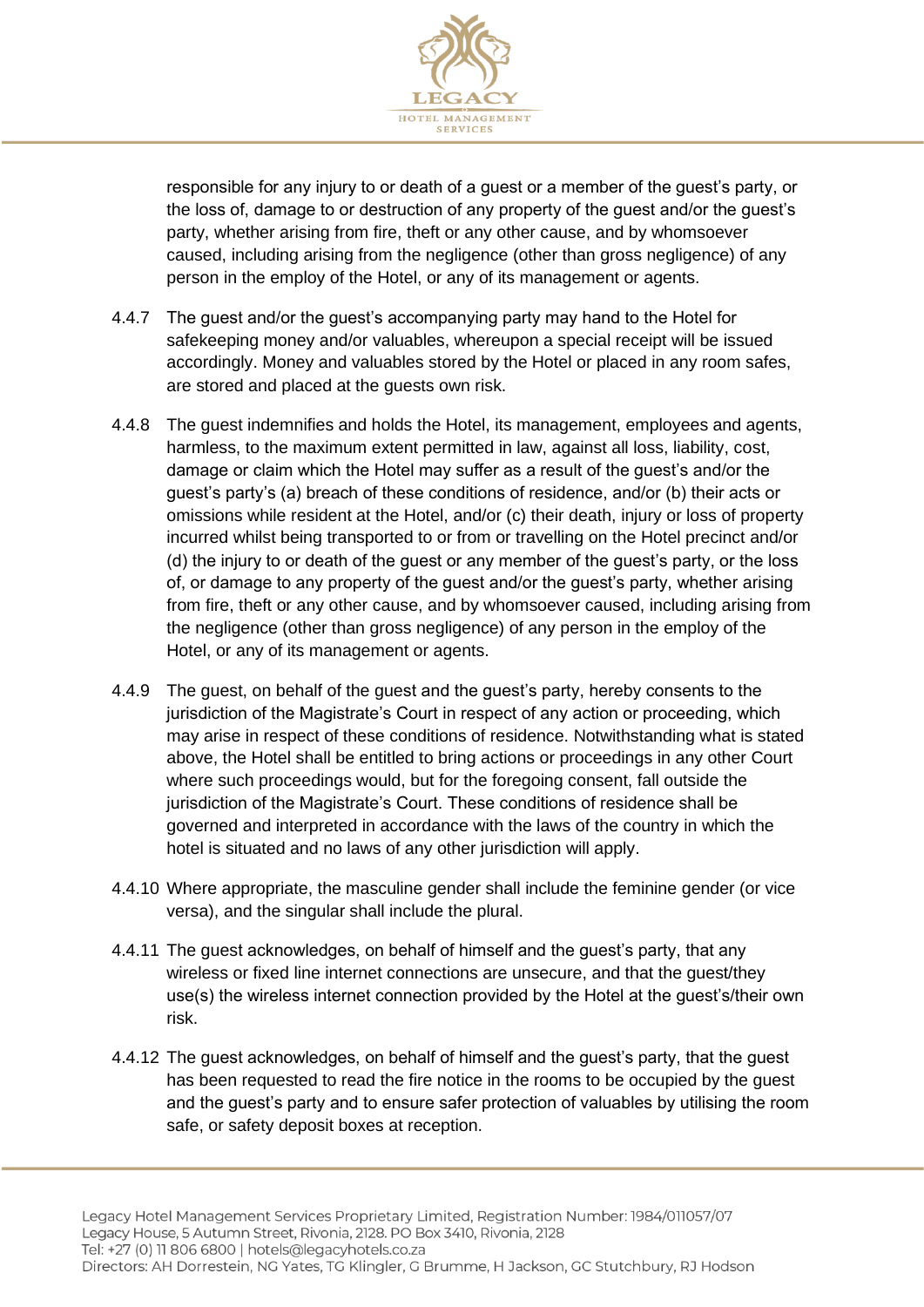responsible for any injury to or death of a guest or a member of the guest's party, or the loss of, damage to or destruction of any property of the guest and/or the guest's party, whether arising from fire, theft or any other cause, and by whomsoever caused, including arising from the negligence (other than gross negligence) of any person in the employ of the Hotel, or any of its management or agents.

4.4.7 The guest and/or the guest's accompanying party may hand to the Hotel for safekeeping money and/or valuables, whereupon a special receipt will be issued accordingly. Money and valuables stored by the Hotel or placed in any room safes, are stored and placed at the guests own risk.

4.4.8 The guest indemnifies and holds the Hotel, its management, employees and agents, harmless, to the maximum extent permitted in law, against all loss, liability, cost, damage or claim which the Hotel may suffer as a result of the guest's and/or the guest's party's (a) breach of these conditions of residence, and/or (b) their acts or omissions while resident at the Hotel, and/or (c) their death, injury or loss of property incurred whilst being transported to or from or travelling on the Hotel precinct and/or (d) the injury to or death of the guest or any member of the guest's party, or the loss of, or damage to any property of the guest and/or the guest's party, whether arising from fire, theft or any other cause, and by whomsoever caused, including arising from the negligence (other than gross negligence) of any person in the employ of the Hotel, or any of its management or agents.

4.4.9 The guest, on behalf of the guest and the guest's party, hereby consents to the jurisdiction of the Magistrate's Court in respect of any action or proceeding, which may arise in respect of these conditions of residence. Notwithstanding what is stated above, the Hotel shall be entitled to bring actions or proceedings in any other Court where such proceedings would, but for the foregoing consent, fall outside the jurisdiction of the Magistrate's Court. These conditions of residence shall be governed and interpreted in accordance with the laws of the country in which the hotel is situated and no laws of any other jurisdiction will apply.

4.4.10 Where appropriate, the masculine gender shall include the feminine gender (or vice versa), and the singular shall include the plural.

4.4.11 The guest acknowledges, on behalf of himself and the guest's party, that any wireless or fixed line internet connections are unsecure, and that the guest/they use(s) the wireless internet connection provided by the Hotel at the guest's/their own risk.

4.4.12 The guest acknowledges, on behalf of himself and the guest's party, that the guest has been requested to read the fire notice in the rooms to be occupied by the guest and the guest's party and to ensure safer protection of valuables by utilising the room safe, or safety deposit boxes at reception.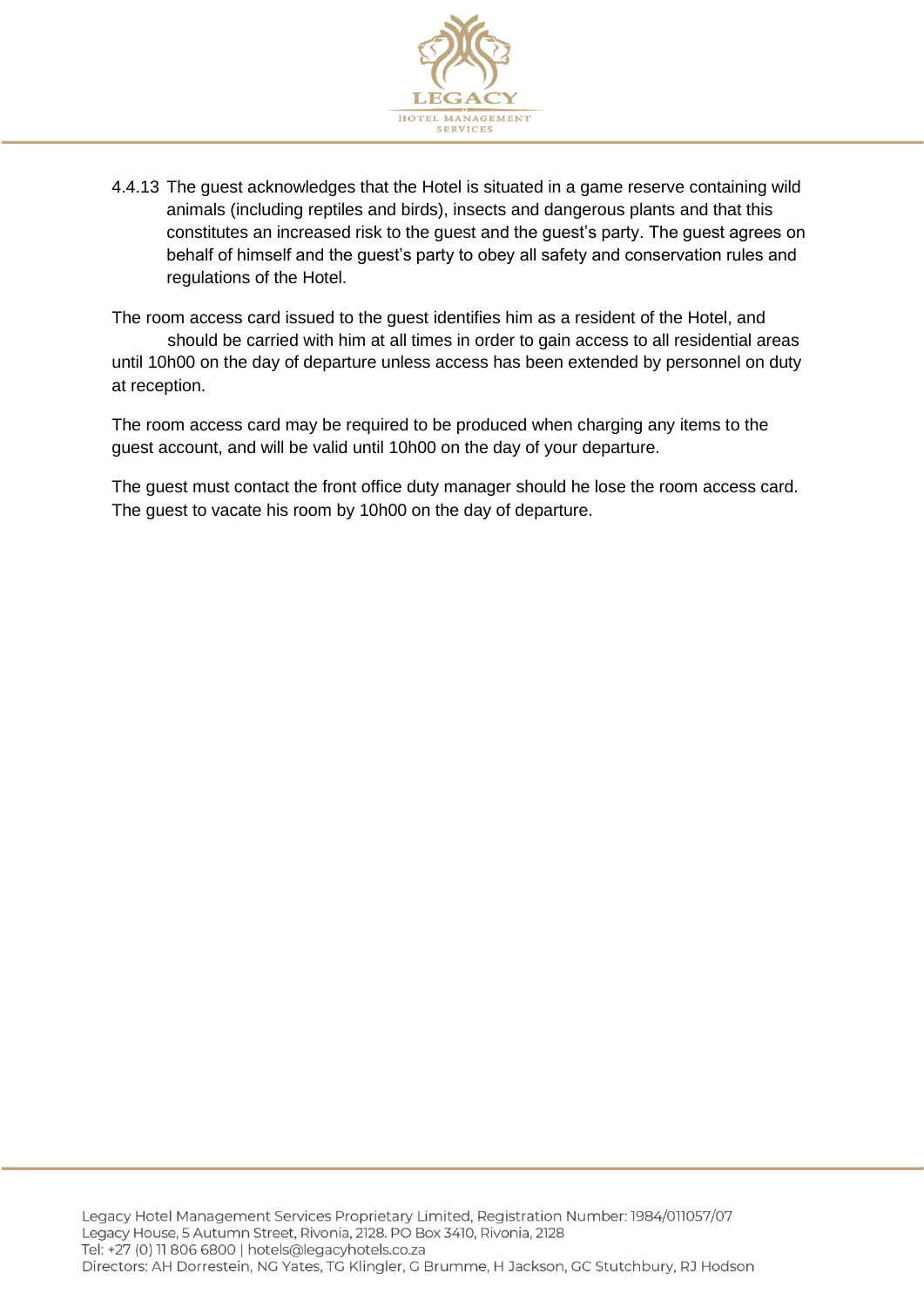4.4.13 The guest acknowledges that the Hotel is situated in a game reserve containing wild animals (including reptiles and birds), insects and dangerous plants and that this constitutes an increased risk to the guest and the guest's party. The guest agrees on behalf of himself and the guest's party to obey all safety and conservation rules and regulations of the Hotel.

The room access card issued to the guest identifies him as a resident of the Hotel, and should be carried with him at all times in order to gain access to all residential areas until 10h00 on the day of departure unless access has been extended by personnel on duty at reception.

The room access card may be required to be produced when charging any items to the guest account, and will be valid until 10h00 on the day of your departure.

The guest must contact the front office duty manager should he lose the room access card. The guest to vacate his room by 10h00 on the day of departure.